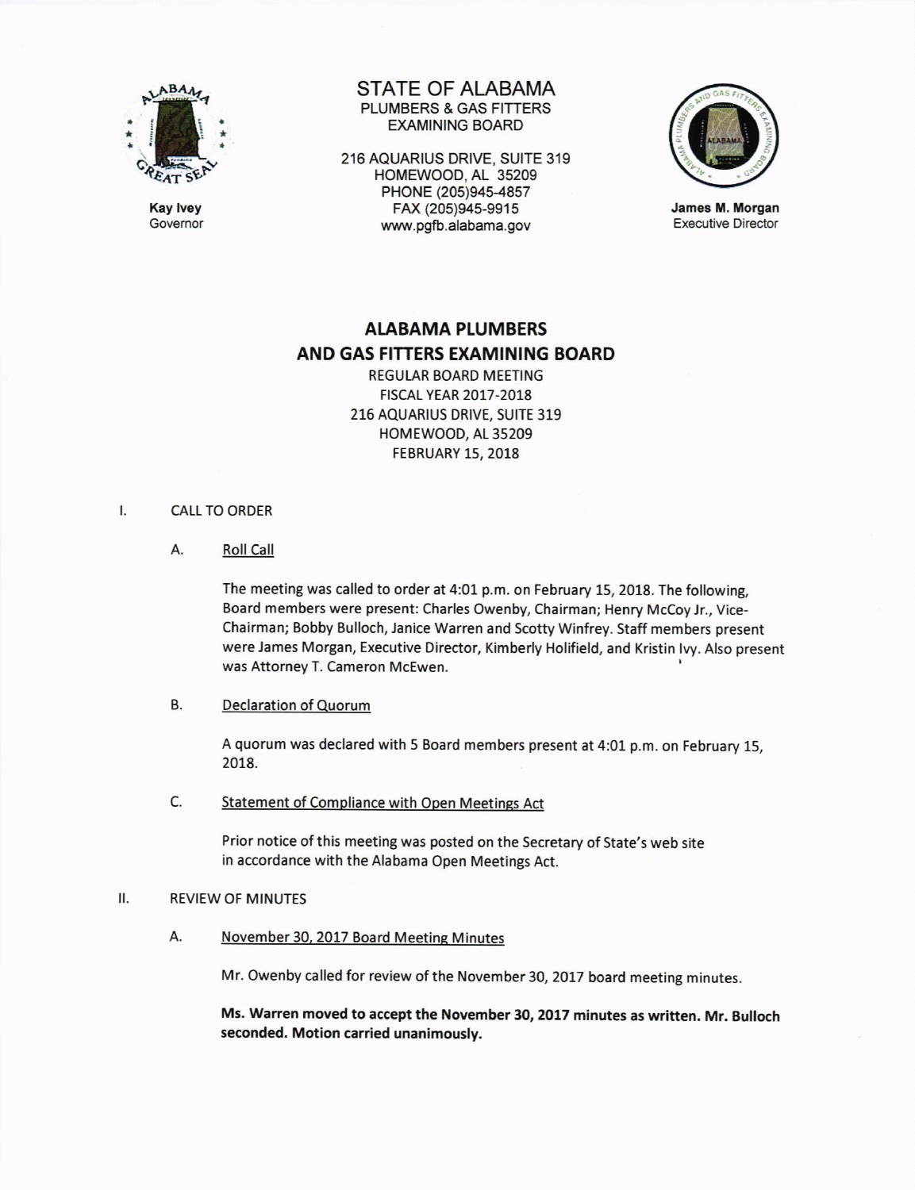Kay Ivey
Governor

STATE OF ALABAMA
PLUMBERS & GAS FITTERS
EXAMINING BOARD

216 AQUARIUS DRIVE, SUITE 319
HOMEWOOD, AL 35209
PHONE (205)945-4857
FAX (205)945-9915
www.pgfb.alabama.gov

James M. Morgan
Executive Director

# ALABAMA PLUMBERS AND GAS FITTERS EXAMINING BOARD

REGULAR BOARD MEETING
FISCAL YEAR 2017-2018
216 AQUARIUS DRIVE, SUITE 319
HOMEWOOD, AL 35209
FEBRUARY 15, 2018

## I. CALL TO ORDER

### A. Roll Call

The meeting was called to order at 4:01 p.m. on February 15, 2018. The following, Board members were present: Charles Owenby, Chairman; Henry McCoy Jr., Vice-Chairman; Bobby Bulloch, Janice Warren and Scotty Winfrey. Staff members present were James Morgan, Executive Director, Kimberly Holifield, and Kristin Ivy. Also present was Attorney T. Cameron McEwen.

### B. Declaration of Quorum

A quorum was declared with 5 Board members present at 4:01 p.m. on February 15, 2018.

### C. Statement of Compliance with Open Meetings Act

Prior notice of this meeting was posted on the Secretary of State's web site in accordance with the Alabama Open Meetings Act.

## II. REVIEW OF MINUTES

### A. November 30, 2017 Board Meeting Minutes

Mr. Owenby called for review of the November 30, 2017 board meeting minutes.

**Ms. Warren moved to accept the November 30, 2017 minutes as written. Mr. Bulloch seconded. Motion carried unanimously.**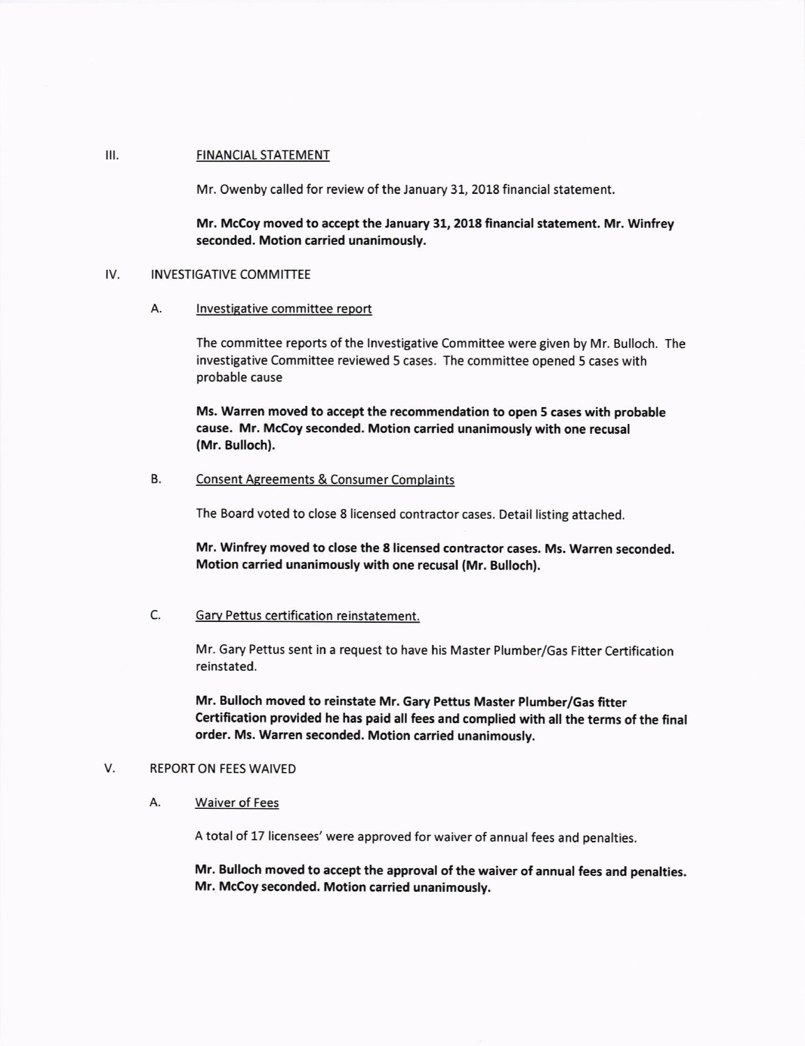III. FINANCIAL STATEMENT

Mr. Owenby called for review of the January 31, 2018 financial statement.

**Mr. McCoy moved to accept the January 31, 2018 financial statement. Mr. Winfrey seconded. Motion carried unanimously.**

IV. INVESTIGATIVE COMMITTEE

A. Investigative committee report

The committee reports of the Investigative Committee were given by Mr. Bulloch. The investigative Committee reviewed 5 cases. The committee opened 5 cases with probable cause

**Ms. Warren moved to accept the recommendation to open 5 cases with probable cause. Mr. McCoy seconded. Motion carried unanimously with one recusal (Mr. Bulloch).**

B. Consent Agreements & Consumer Complaints

The Board voted to close 8 licensed contractor cases. Detail listing attached.

**Mr. Winfrey moved to close the 8 licensed contractor cases. Ms. Warren seconded. Motion carried unanimously with one recusal (Mr. Bulloch).**

C. Gary Pettus certification reinstatement.

Mr. Gary Pettus sent in a request to have his Master Plumber/Gas Fitter Certification reinstated.

**Mr. Bulloch moved to reinstate Mr. Gary Pettus Master Plumber/Gas fitter Certification provided he has paid all fees and complied with all the terms of the final order. Ms. Warren seconded. Motion carried unanimously.**

V. REPORT ON FEES WAIVED

A. Waiver of Fees

A total of 17 licensees' were approved for waiver of annual fees and penalties.

**Mr. Bulloch moved to accept the approval of the waiver of annual fees and penalties. Mr. McCoy seconded. Motion carried unanimously.**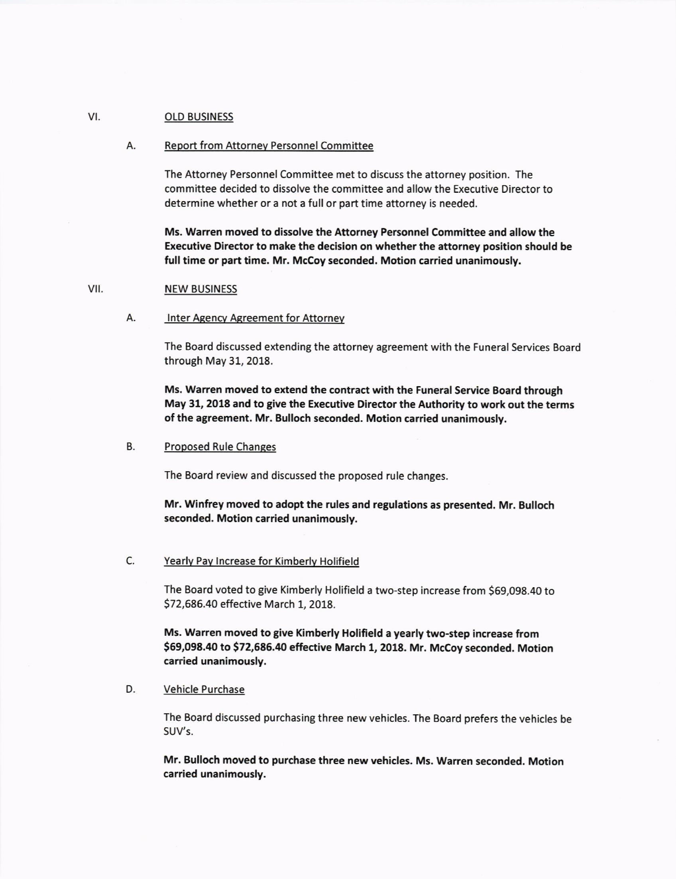VI. <u>OLD BUSINESS</u>

A. <u>Report from Attorney Personnel Committee</u>

The Attorney Personnel Committee met to discuss the attorney position. The committee decided to dissolve the committee and allow the Executive Director to determine whether or a not a full or part time attorney is needed.

**Ms. Warren moved to dissolve the Attorney Personnel Committee and allow the Executive Director to make the decision on whether the attorney position should be full time or part time. Mr. McCoy seconded. Motion carried unanimously.**

VII. <u>NEW BUSINESS</u>

A. <u>Inter Agency Agreement for Attorney</u>

The Board discussed extending the attorney agreement with the Funeral Services Board through May 31, 2018.

**Ms. Warren moved to extend the contract with the Funeral Service Board through May 31, 2018 and to give the Executive Director the Authority to work out the terms of the agreement. Mr. Bulloch seconded. Motion carried unanimously.**

B. <u>Proposed Rule Changes</u>

The Board review and discussed the proposed rule changes.

**Mr. Winfrey moved to adopt the rules and regulations as presented. Mr. Bulloch seconded. Motion carried unanimously.**

C. <u>Yearly Pay Increase for Kimberly Holifield</u>

The Board voted to give Kimberly Holifield a two-step increase from $69,098.40 to $72,686.40 effective March 1, 2018.

**Ms. Warren moved to give Kimberly Holifield a yearly two-step increase from $69,098.40 to $72,686.40 effective March 1, 2018. Mr. McCoy seconded. Motion carried unanimously.**

D. <u>Vehicle Purchase</u>

The Board discussed purchasing three new vehicles. The Board prefers the vehicles be SUV's.

**Mr. Bulloch moved to purchase three new vehicles. Ms. Warren seconded. Motion carried unanimously.**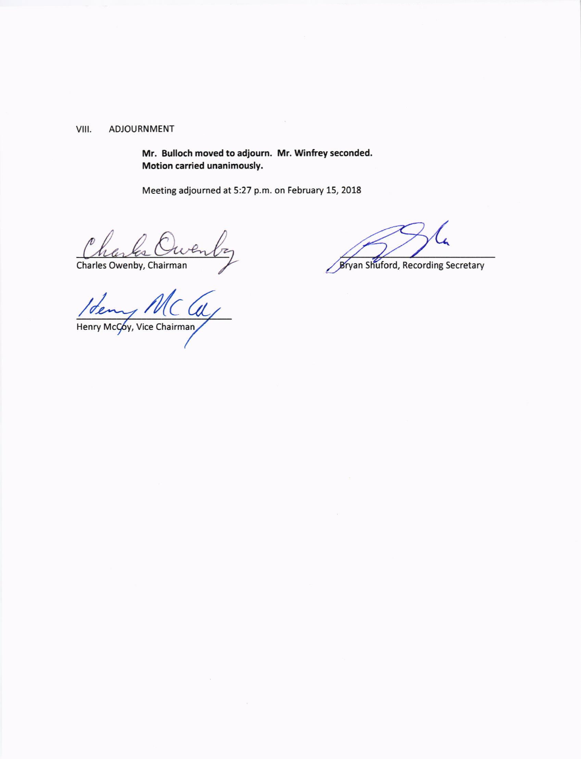## VIII. ADJOURNMENT

**Mr. Bulloch moved to adjourn. Mr. Winfrey seconded. Motion carried unanimously.**

Meeting adjourned at 5:27 p.m. on February 15, 2018

Charles Owenby, Chairman

Bryan Shuford, Recording Secretary

Henry McCoy, Vice Chairman